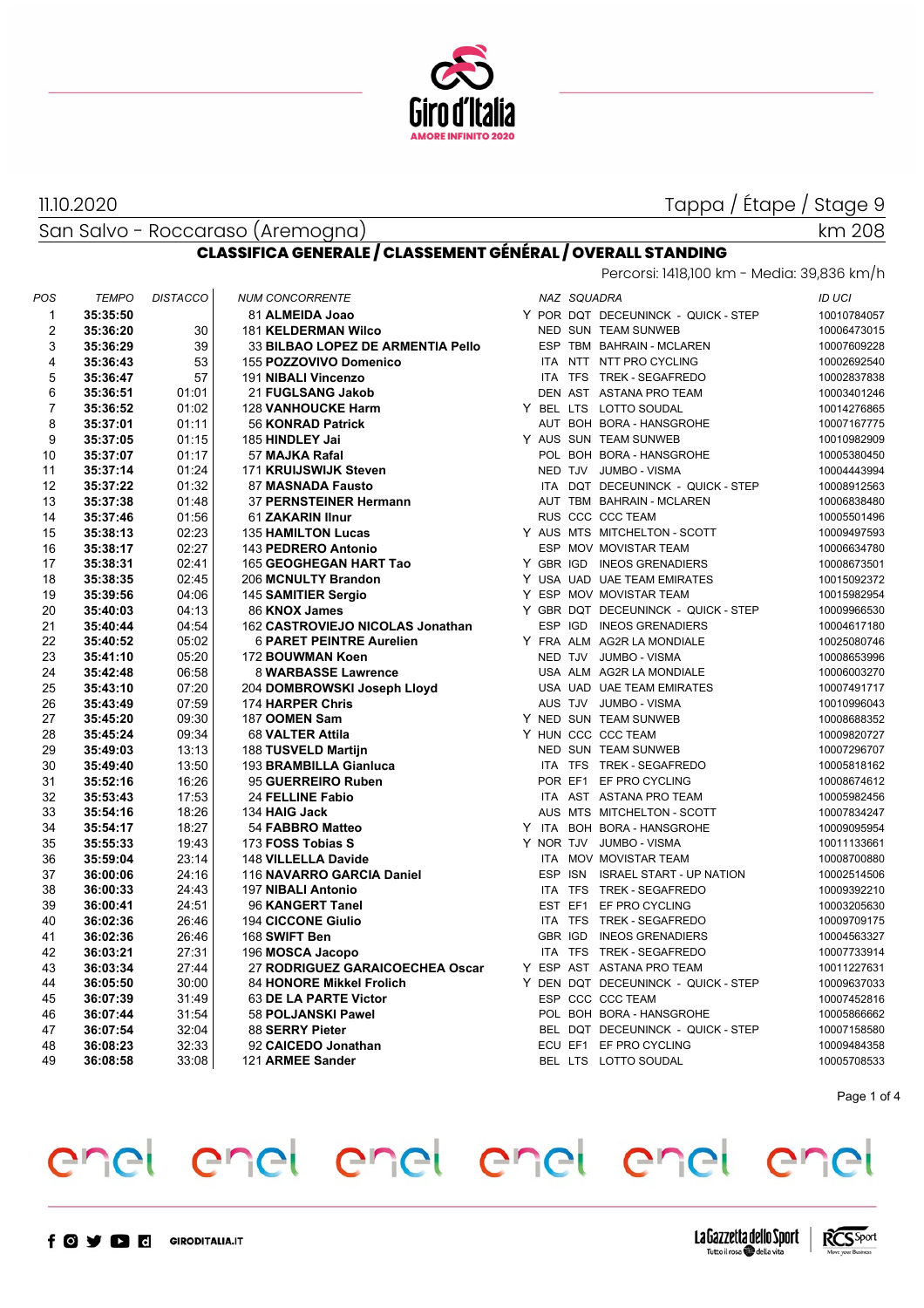11.10.2020

Tappa / Étape / Stage 9

San Salvo - Roccaraso (Aremogna)

km 208

## CLASSIFICA GENERALE / CLASSEMENT GÉNÉRAL / OVERALL STANDING

Percorsi: 1418,100 km - Media: 39,836 km/h

| POS | TEMPO | DISTACCO | NUM CONCORRENTE | | NAZ | SQUADRA | | ID UCI |
|---|---|---|---|---|---|---|---|---|
| 1 | **35:35:50** | | 81 **ALMEIDA Joao** | Y | POR | DQT | DECEUNINCK - QUICK - STEP | 10010784057 |
| 2 | **35:36:20** | 30 | 181 **KELDERMAN Wilco** | | NED | SUN | TEAM SUNWEB | 10006473015 |
| 3 | **35:36:29** | 39 | 33 **BILBAO LOPEZ DE ARMENTIA Pello** | | ESP | TBM | BAHRAIN - MCLAREN | 10007609228 |
| 4 | **35:36:43** | 53 | 155 **POZZOVIVO Domenico** | | ITA | NTT | NTT PRO CYCLING | 10002692540 |
| 5 | **35:36:47** | 57 | 191 **NIBALI Vincenzo** | | ITA | TFS | TREK - SEGAFREDO | 10002837838 |
| 6 | **35:36:51** | 01:01 | 21 **FUGLSANG Jakob** | | DEN | AST | ASTANA PRO TEAM | 10003401246 |
| 7 | **35:36:52** | 01:02 | 128 **VANHOUCKE Harm** | Y | BEL | LTS | LOTTO SOUDAL | 10014276865 |
| 8 | **35:37:01** | 01:11 | 56 **KONRAD Patrick** | | AUT | BOH | BORA - HANSGROHE | 10007167775 |
| 9 | **35:37:05** | 01:15 | 185 **HINDLEY Jai** | Y | AUS | SUN | TEAM SUNWEB | 10010982909 |
| 10 | **35:37:07** | 01:17 | 57 **MAJKA Rafal** | | POL | BOH | BORA - HANSGROHE | 10005380450 |
| 11 | **35:37:14** | 01:24 | 171 **KRUIJSWIJK Steven** | | NED | TJV | JUMBO - VISMA | 10004443994 |
| 12 | **35:37:22** | 01:32 | 87 **MASNADA Fausto** | | ITA | DQT | DECEUNINCK - QUICK - STEP | 10008912563 |
| 13 | **35:37:38** | 01:48 | 37 **PERNSTEINER Hermann** | | AUT | TBM | BAHRAIN - MCLAREN | 10006838480 |
| 14 | **35:37:46** | 01:56 | 61 **ZAKARIN Ilnur** | | RUS | CCC | CCC TEAM | 10005501496 |
| 15 | **35:38:13** | 02:23 | 135 **HAMILTON Lucas** | Y | AUS | MTS | MITCHELTON - SCOTT | 10009497593 |
| 16 | **35:38:17** | 02:27 | 143 **PEDRERO Antonio** | | ESP | MOV | MOVISTAR TEAM | 10006634780 |
| 17 | **35:38:31** | 02:41 | 165 **GEOGHEGAN HART Tao** | Y | GBR | IGD | INEOS GRENADIERS | 10008673501 |
| 18 | **35:38:35** | 02:45 | 206 **MCNULTY Brandon** | Y | USA | UAD | UAE TEAM EMIRATES | 10015092372 |
| 19 | **35:39:56** | 04:06 | 145 **SAMITIER Sergio** | Y | ESP | MOV | MOVISTAR TEAM | 10015982954 |
| 20 | **35:40:03** | 04:13 | 86 **KNOX James** | Y | GBR | DQT | DECEUNINCK - QUICK - STEP | 10009966530 |
| 21 | **35:40:44** | 04:54 | 162 **CASTROVIEJO NICOLAS Jonathan** | | ESP | IGD | INEOS GRENADIERS | 10004617180 |
| 22 | **35:40:52** | 05:02 | 6 **PARET PEINTRE Aurelien** | Y | FRA | ALM | AG2R LA MONDIALE | 10025080746 |
| 23 | **35:41:10** | 05:20 | 172 **BOUWMAN Koen** | | NED | TJV | JUMBO - VISMA | 10008653996 |
| 24 | **35:42:48** | 06:58 | 8 **WARBASSE Lawrence** | | USA | ALM | AG2R LA MONDIALE | 10006003270 |
| 25 | **35:43:10** | 07:20 | 204 **DOMBROWSKI Joseph Lloyd** | | USA | UAD | UAE TEAM EMIRATES | 10007491717 |
| 26 | **35:43:49** | 07:59 | 174 **HARPER Chris** | | AUS | TJV | JUMBO - VISMA | 10010996043 |
| 27 | **35:45:20** | 09:30 | 187 **OOMEN Sam** | Y | NED | SUN | TEAM SUNWEB | 10008688352 |
| 28 | **35:45:24** | 09:34 | 68 **VALTER Attila** | Y | HUN | CCC | CCC TEAM | 10009820727 |
| 29 | **35:49:03** | 13:13 | 188 **TUSVELD Martijn** | | NED | SUN | TEAM SUNWEB | 10007296707 |
| 30 | **35:49:40** | 13:50 | 193 **BRAMBILLA Gianluca** | | ITA | TFS | TREK - SEGAFREDO | 10005818162 |
| 31 | **35:52:16** | 16:26 | 95 **GUERREIRO Ruben** | | POR | EF1 | EF PRO CYCLING | 10008674612 |
| 32 | **35:53:43** | 17:53 | 24 **FELLINE Fabio** | | ITA | AST | ASTANA PRO TEAM | 10005982456 |
| 33 | **35:54:16** | 18:26 | 134 **HAIG Jack** | | AUS | MTS | MITCHELTON - SCOTT | 10007834247 |
| 34 | **35:54:17** | 18:27 | 54 **FABBRO Matteo** | Y | ITA | BOH | BORA - HANSGROHE | 10009095954 |
| 35 | **35:55:33** | 19:43 | 173 **FOSS Tobias S** | Y | NOR | TJV | JUMBO - VISMA | 10011133661 |
| 36 | **35:59:04** | 23:14 | 148 **VILLELLA Davide** | | ITA | MOV | MOVISTAR TEAM | 10008700880 |
| 37 | **36:00:06** | 24:16 | 116 **NAVARRO GARCIA Daniel** | | ESP | ISN | ISRAEL START - UP NATION | 10002514506 |
| 38 | **36:00:33** | 24:43 | 197 **NIBALI Antonio** | | ITA | TFS | TREK - SEGAFREDO | 10009392210 |
| 39 | **36:00:41** | 24:51 | 96 **KANGERT Tanel** | | EST | EF1 | EF PRO CYCLING | 10003205630 |
| 40 | **36:02:36** | 26:46 | 194 **CICCONE Giulio** | | ITA | TFS | TREK - SEGAFREDO | 10009709175 |
| 41 | **36:02:36** | 26:46 | 168 **SWIFT Ben** | | GBR | IGD | INEOS GRENADIERS | 10004563327 |
| 42 | **36:03:21** | 27:31 | 196 **MOSCA Jacopo** | | ITA | TFS | TREK - SEGAFREDO | 10007733914 |
| 43 | **36:03:34** | 27:44 | 27 **RODRIGUEZ GARAICOECHEA Oscar** | Y | ESP | AST | ASTANA PRO TEAM | 10011227631 |
| 44 | **36:05:50** | 30:00 | 84 **HONORE Mikkel Frolich** | Y | DEN | DQT | DECEUNINCK - QUICK - STEP | 10009637033 |
| 45 | **36:07:39** | 31:49 | 63 **DE LA PARTE Victor** | | ESP | CCC | CCC TEAM | 10007452816 |
| 46 | **36:07:44** | 31:54 | 58 **POLJANSKI Pawel** | | POL | BOH | BORA - HANSGROHE | 10005866662 |
| 47 | **36:07:54** | 32:04 | 88 **SERRY Pieter** | | BEL | DQT | DECEUNINCK - QUICK - STEP | 10007158580 |
| 48 | **36:08:23** | 32:33 | 92 **CAICEDO Jonathan** | | ECU | EF1 | EF PRO CYCLING | 10009484358 |
| 49 | **36:08:58** | 33:08 | 121 **ARMEE Sander** | | BEL | LTS | LOTTO SOUDAL | 10005708533 |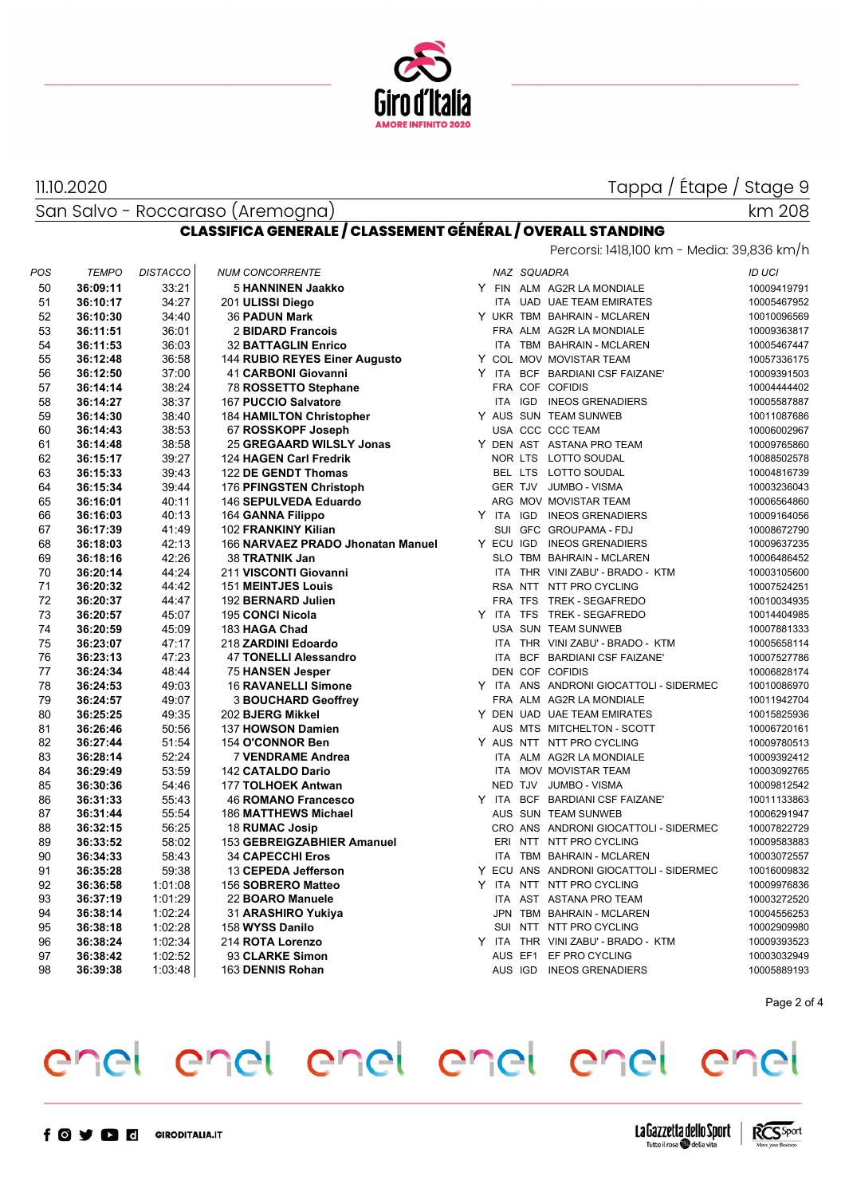11.10.2020

Tappa / Étape / Stage 9

San Salvo - Roccaraso (Aremogna)

km 208

## CLASSIFICA GENERALE / CLASSEMENT GÉNÉRAL / OVERALL STANDING

Percorsi: 1418,100 km - Media: 39,836 km/h

| POS | TEMPO | DISTACCO | NUM CONCORRENTE | | NAZ | SQUADRA | | ID UCI |
|---|---|---|---|---|---|---|---|---|
| 50 | **36:09:11** | 33:21 | 5 **HANNINEN Jaakko** | Y | FIN | ALM | AG2R LA MONDIALE | 10009419791 |
| 51 | **36:10:17** | 34:27 | 201 **ULISSI Diego** | | ITA | UAD | UAE TEAM EMIRATES | 10005467952 |
| 52 | **36:10:30** | 34:40 | 36 **PADUN Mark** | Y | UKR | TBM | BAHRAIN - MCLAREN | 10010096569 |
| 53 | **36:11:51** | 36:01 | 2 **BIDARD Francois** | | FRA | ALM | AG2R LA MONDIALE | 10009363817 |
| 54 | **36:11:53** | 36:03 | 32 **BATTAGLIN Enrico** | | ITA | TBM | BAHRAIN - MCLAREN | 10005467447 |
| 55 | **36:12:48** | 36:58 | 144 **RUBIO REYES Einer Augusto** | Y | COL | MOV | MOVISTAR TEAM | 10057336175 |
| 56 | **36:12:50** | 37:00 | 41 **CARBONI Giovanni** | Y | ITA | BCF | BARDIANI CSF FAIZANE' | 10009391503 |
| 57 | **36:14:14** | 38:24 | 78 **ROSSETTO Stephane** | | FRA | COF | COFIDIS | 10004444402 |
| 58 | **36:14:27** | 38:37 | 167 **PUCCIO Salvatore** | | ITA | IGD | INEOS GRENADIERS | 10005587887 |
| 59 | **36:14:30** | 38:40 | 184 **HAMILTON Christopher** | Y | AUS | SUN | TEAM SUNWEB | 10011087686 |
| 60 | **36:14:43** | 38:53 | 67 **ROSSKOPF Joseph** | | USA | CCC | CCC TEAM | 10006002967 |
| 61 | **36:14:48** | 38:58 | 25 **GREGAARD WILSLY Jonas** | Y | DEN | AST | ASTANA PRO TEAM | 10009765860 |
| 62 | **36:15:17** | 39:27 | 124 **HAGEN Carl Fredrik** | | NOR | LTS | LOTTO SOUDAL | 10088502578 |
| 63 | **36:15:33** | 39:43 | 122 **DE GENDT Thomas** | | BEL | LTS | LOTTO SOUDAL | 10004816739 |
| 64 | **36:15:34** | 39:44 | 176 **PFINGSTEN Christoph** | | GER | TJV | JUMBO - VISMA | 10003236043 |
| 65 | **36:16:01** | 40:11 | 146 **SEPULVEDA Eduardo** | | ARG | MOV | MOVISTAR TEAM | 10006564860 |
| 66 | **36:16:03** | 40:13 | 164 **GANNA Filippo** | Y | ITA | IGD | INEOS GRENADIERS | 10009164056 |
| 67 | **36:17:39** | 41:49 | 102 **FRANKINY Kilian** | | SUI | GFC | GROUPAMA - FDJ | 10008672790 |
| 68 | **36:18:03** | 42:13 | 166 **NARVAEZ PRADO Jhonatan Manuel** | Y | ECU | IGD | INEOS GRENADIERS | 10009637235 |
| 69 | **36:18:16** | 42:26 | 38 **TRATNIK Jan** | | SLO | TBM | BAHRAIN - MCLAREN | 10006486452 |
| 70 | **36:20:14** | 44:24 | 211 **VISCONTI Giovanni** | | ITA | THR | VINI ZABU' - BRADO - KTM | 10003105600 |
| 71 | **36:20:32** | 44:42 | 151 **MEINTJES Louis** | | RSA | NTT | NTT PRO CYCLING | 10007524251 |
| 72 | **36:20:37** | 44:47 | 192 **BERNARD Julien** | | FRA | TFS | TREK - SEGAFREDO | 10010034935 |
| 73 | **36:20:57** | 45:07 | 195 **CONCI Nicola** | Y | ITA | TFS | TREK - SEGAFREDO | 10014404985 |
| 74 | **36:20:59** | 45:09 | 183 **HAGA Chad** | | USA | SUN | TEAM SUNWEB | 10007881333 |
| 75 | **36:23:07** | 47:17 | 218 **ZARDINI Edoardo** | | ITA | THR | VINI ZABU' - BRADO - KTM | 10005658114 |
| 76 | **36:23:13** | 47:23 | 47 **TONELLI Alessandro** | | ITA | BCF | BARDIANI CSF FAIZANE' | 10007527786 |
| 77 | **36:24:34** | 48:44 | 75 **HANSEN Jesper** | | DEN | COF | COFIDIS | 10006828174 |
| 78 | **36:24:53** | 49:03 | 16 **RAVANELLI Simone** | Y | ITA | ANS | ANDRONI GIOCATTOLI - SIDERMEC | 10010086970 |
| 79 | **36:24:57** | 49:07 | 3 **BOUCHARD Geoffrey** | | FRA | ALM | AG2R LA MONDIALE | 10011942704 |
| 80 | **36:25:25** | 49:35 | 202 **BJERG Mikkel** | Y | DEN | UAD | UAE TEAM EMIRATES | 10015825936 |
| 81 | **36:26:46** | 50:56 | 137 **HOWSON Damien** | | AUS | MTS | MITCHELTON - SCOTT | 10006720161 |
| 82 | **36:27:44** | 51:54 | 154 **O'CONNOR Ben** | Y | AUS | NTT | NTT PRO CYCLING | 10009780513 |
| 83 | **36:28:14** | 52:24 | 7 **VENDRAME Andrea** | | ITA | ALM | AG2R LA MONDIALE | 10009392412 |
| 84 | **36:29:49** | 53:59 | 142 **CATALDO Dario** | | ITA | MOV | MOVISTAR TEAM | 10003092765 |
| 85 | **36:30:36** | 54:46 | 177 **TOLHOEK Antwan** | | NED | TJV | JUMBO - VISMA | 10009812542 |
| 86 | **36:31:33** | 55:43 | 46 **ROMANO Francesco** | Y | ITA | BCF | BARDIANI CSF FAIZANE' | 10011133863 |
| 87 | **36:31:44** | 55:54 | 186 **MATTHEWS Michael** | | AUS | SUN | TEAM SUNWEB | 10006291947 |
| 88 | **36:32:15** | 56:25 | 18 **RUMAC Josip** | | CRO | ANS | ANDRONI GIOCATTOLI - SIDERMEC | 10007822729 |
| 89 | **36:33:52** | 58:02 | 153 **GEBREIGZABHIER Amanuel** | | ERI | NTT | NTT PRO CYCLING | 10009583883 |
| 90 | **36:34:33** | 58:43 | 34 **CAPECCHI Eros** | | ITA | TBM | BAHRAIN - MCLAREN | 10003072557 |
| 91 | **36:35:28** | 59:38 | 13 **CEPEDA Jefferson** | Y | ECU | ANS | ANDRONI GIOCATTOLI - SIDERMEC | 10016009832 |
| 92 | **36:36:58** | 1:01:08 | 156 **SOBRERO Matteo** | Y | ITA | NTT | NTT PRO CYCLING | 10009976836 |
| 93 | **36:37:19** | 1:01:29 | 22 **BOARO Manuele** | | ITA | AST | ASTANA PRO TEAM | 10003272520 |
| 94 | **36:38:14** | 1:02:24 | 31 **ARASHIRO Yukiya** | | JPN | TBM | BAHRAIN - MCLAREN | 10004556253 |
| 95 | **36:38:18** | 1:02:28 | 158 **WYSS Danilo** | | SUI | NTT | NTT PRO CYCLING | 10002909980 |
| 96 | **36:38:24** | 1:02:34 | 214 **ROTA Lorenzo** | Y | ITA | THR | VINI ZABU' - BRADO - KTM | 10009393523 |
| 97 | **36:38:42** | 1:02:52 | 93 **CLARKE Simon** | | AUS | EF1 | EF PRO CYCLING | 10003032949 |
| 98 | **36:39:38** | 1:03:48 | 163 **DENNIS Rohan** | | AUS | IGD | INEOS GRENADIERS | 10005889193 |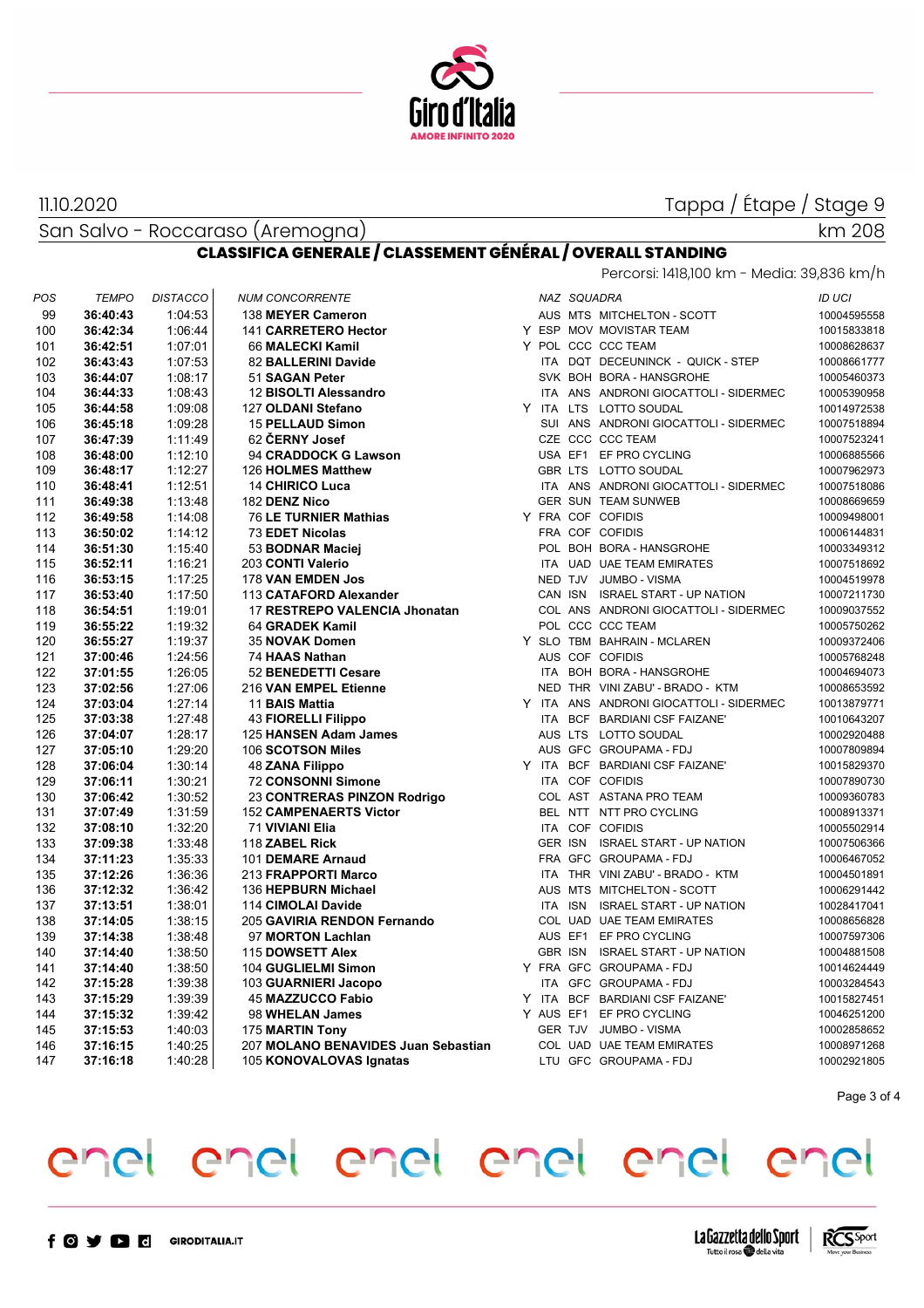11.10.2020

Tappa / Étape / Stage 9

San Salvo - Roccaraso (Aremogna)

km 208

## CLASSIFICA GENERALE / CLASSEMENT GÉNÉRAL / OVERALL STANDING

Percorsi: 1418,100 km - Media: 39,836 km/h

| POS | TEMPO | DISTACCO | NUM CONCORRENTE | | NAZ | SQUADRA | | ID UCI |
|---|---|---|---|---|---|---|---|---|
| 99 | **36:40:43** | 1:04:53 | 138 **MEYER Cameron** | | AUS | MTS | MITCHELTON - SCOTT | 10004595558 |
| 100 | **36:42:34** | 1:06:44 | 141 **CARRETERO Hector** | Y | ESP | MOV | MOVISTAR TEAM | 10015833818 |
| 101 | **36:42:51** | 1:07:01 | 66 **MALECKI Kamil** | Y | POL | CCC | CCC TEAM | 10008628637 |
| 102 | **36:43:43** | 1:07:53 | 82 **BALLERINI Davide** | | ITA | DQT | DECEUNINCK - QUICK - STEP | 10008661777 |
| 103 | **36:44:07** | 1:08:17 | 51 **SAGAN Peter** | | SVK | BOH | BORA - HANSGROHE | 10005460373 |
| 104 | **36:44:33** | 1:08:43 | 12 **BISOLTI Alessandro** | | ITA | ANS | ANDRONI GIOCATTOLI - SIDERMEC | 10005390958 |
| 105 | **36:44:58** | 1:09:08 | 127 **OLDANI Stefano** | Y | ITA | LTS | LOTTO SOUDAL | 10014972538 |
| 106 | **36:45:18** | 1:09:28 | 15 **PELLAUD Simon** | | SUI | ANS | ANDRONI GIOCATTOLI - SIDERMEC | 10007518894 |
| 107 | **36:47:39** | 1:11:49 | 62 **ČERNY Josef** | | CZE | CCC | CCC TEAM | 10007523241 |
| 108 | **36:48:00** | 1:12:10 | 94 **CRADDOCK G Lawson** | | USA | EF1 | EF PRO CYCLING | 10006885566 |
| 109 | **36:48:17** | 1:12:27 | 126 **HOLMES Matthew** | | GBR | LTS | LOTTO SOUDAL | 10007962973 |
| 110 | **36:48:41** | 1:12:51 | 14 **CHIRICO Luca** | | ITA | ANS | ANDRONI GIOCATTOLI - SIDERMEC | 10007518086 |
| 111 | **36:49:38** | 1:13:48 | 182 **DENZ Nico** | | GER | SUN | TEAM SUNWEB | 10008669659 |
| 112 | **36:49:58** | 1:14:08 | 76 **LE TURNIER Mathias** | Y | FRA | COF | COFIDIS | 10009498001 |
| 113 | **36:50:02** | 1:14:12 | 73 **EDET Nicolas** | | FRA | COF | COFIDIS | 10006144831 |
| 114 | **36:51:30** | 1:15:40 | 53 **BODNAR Maciej** | | POL | BOH | BORA - HANSGROHE | 10003349312 |
| 115 | **36:52:11** | 1:16:21 | 203 **CONTI Valerio** | | ITA | UAD | UAE TEAM EMIRATES | 10007518692 |
| 116 | **36:53:15** | 1:17:25 | 178 **VAN EMDEN Jos** | | NED | TJV | JUMBO - VISMA | 10004519978 |
| 117 | **36:53:40** | 1:17:50 | 113 **CATAFORD Alexander** | | CAN | ISN | ISRAEL START - UP NATION | 10007211730 |
| 118 | **36:54:51** | 1:19:01 | 17 **RESTREPO VALENCIA Jhonatan** | | COL | ANS | ANDRONI GIOCATTOLI - SIDERMEC | 10009037552 |
| 119 | **36:55:22** | 1:19:32 | 64 **GRADEK Kamil** | | POL | CCC | CCC TEAM | 10005750262 |
| 120 | **36:55:27** | 1:19:37 | 35 **NOVAK Domen** | Y | SLO | TBM | BAHRAIN - MCLAREN | 10009372406 |
| 121 | **37:00:46** | 1:24:56 | 74 **HAAS Nathan** | | AUS | COF | COFIDIS | 10005768248 |
| 122 | **37:01:55** | 1:26:05 | 52 **BENEDETTI Cesare** | | ITA | BOH | BORA - HANSGROHE | 10004694073 |
| 123 | **37:02:56** | 1:27:06 | 216 **VAN EMPEL Etienne** | | NED | THR | VINI ZABU' - BRADO - KTM | 10008653592 |
| 124 | **37:03:04** | 1:27:14 | 11 **BAIS Mattia** | Y | ITA | ANS | ANDRONI GIOCATTOLI - SIDERMEC | 10013879771 |
| 125 | **37:03:38** | 1:27:48 | 43 **FIORELLI Filippo** | | ITA | BCF | BARDIANI CSF FAIZANE' | 10010643207 |
| 126 | **37:04:07** | 1:28:17 | 125 **HANSEN Adam James** | | AUS | LTS | LOTTO SOUDAL | 10002920488 |
| 127 | **37:05:10** | 1:29:20 | 106 **SCOTSON Miles** | | AUS | GFC | GROUPAMA - FDJ | 10007809894 |
| 128 | **37:06:04** | 1:30:14 | 48 **ZANA Filippo** | Y | ITA | BCF | BARDIANI CSF FAIZANE' | 10015829370 |
| 129 | **37:06:11** | 1:30:21 | 72 **CONSONNI Simone** | | ITA | COF | COFIDIS | 10007890730 |
| 130 | **37:06:42** | 1:30:52 | 23 **CONTRERAS PINZON Rodrigo** | | COL | AST | ASTANA PRO TEAM | 10009360783 |
| 131 | **37:07:49** | 1:31:59 | 152 **CAMPENAERTS Victor** | | BEL | NTT | NTT PRO CYCLING | 10008913371 |
| 132 | **37:08:10** | 1:32:20 | 71 **VIVIANI Elia** | | ITA | COF | COFIDIS | 10005502914 |
| 133 | **37:09:38** | 1:33:48 | 118 **ZABEL Rick** | | GER | ISN | ISRAEL START - UP NATION | 10007506366 |
| 134 | **37:11:23** | 1:35:33 | 101 **DEMARE Arnaud** | | FRA | GFC | GROUPAMA - FDJ | 10006467052 |
| 135 | **37:12:26** | 1:36:36 | 213 **FRAPPORTI Marco** | | ITA | THR | VINI ZABU' - BRADO - KTM | 10004501891 |
| 136 | **37:12:32** | 1:36:42 | 136 **HEPBURN Michael** | | AUS | MTS | MITCHELTON - SCOTT | 10006291442 |
| 137 | **37:13:51** | 1:38:01 | 114 **CIMOLAI Davide** | | ITA | ISN | ISRAEL START - UP NATION | 10028417041 |
| 138 | **37:14:05** | 1:38:15 | 205 **GAVIRIA RENDON Fernando** | | COL | UAD | UAE TEAM EMIRATES | 10008656828 |
| 139 | **37:14:38** | 1:38:48 | 97 **MORTON Lachlan** | | AUS | EF1 | EF PRO CYCLING | 10007597306 |
| 140 | **37:14:40** | 1:38:50 | 115 **DOWSETT Alex** | | GBR | ISN | ISRAEL START - UP NATION | 10004881508 |
| 141 | **37:14:40** | 1:38:50 | 104 **GUGLIELMI Simon** | Y | FRA | GFC | GROUPAMA - FDJ | 10014624449 |
| 142 | **37:15:28** | 1:39:38 | 103 **GUARNIERI Jacopo** | | ITA | GFC | GROUPAMA - FDJ | 10003284543 |
| 143 | **37:15:29** | 1:39:39 | 45 **MAZZUCCO Fabio** | Y | ITA | BCF | BARDIANI CSF FAIZANE' | 10015827451 |
| 144 | **37:15:32** | 1:39:42 | 98 **WHELAN James** | Y | AUS | EF1 | EF PRO CYCLING | 10046251200 |
| 145 | **37:15:53** | 1:40:03 | 175 **MARTIN Tony** | | GER | TJV | JUMBO - VISMA | 10002858652 |
| 146 | **37:16:15** | 1:40:25 | 207 **MOLANO BENAVIDES Juan Sebastian** | | COL | UAD | UAE TEAM EMIRATES | 10008971268 |
| 147 | **37:16:18** | 1:40:28 | 105 **KONOVALOVAS Ignatas** | | LTU | GFC | GROUPAMA - FDJ | 10002921805 |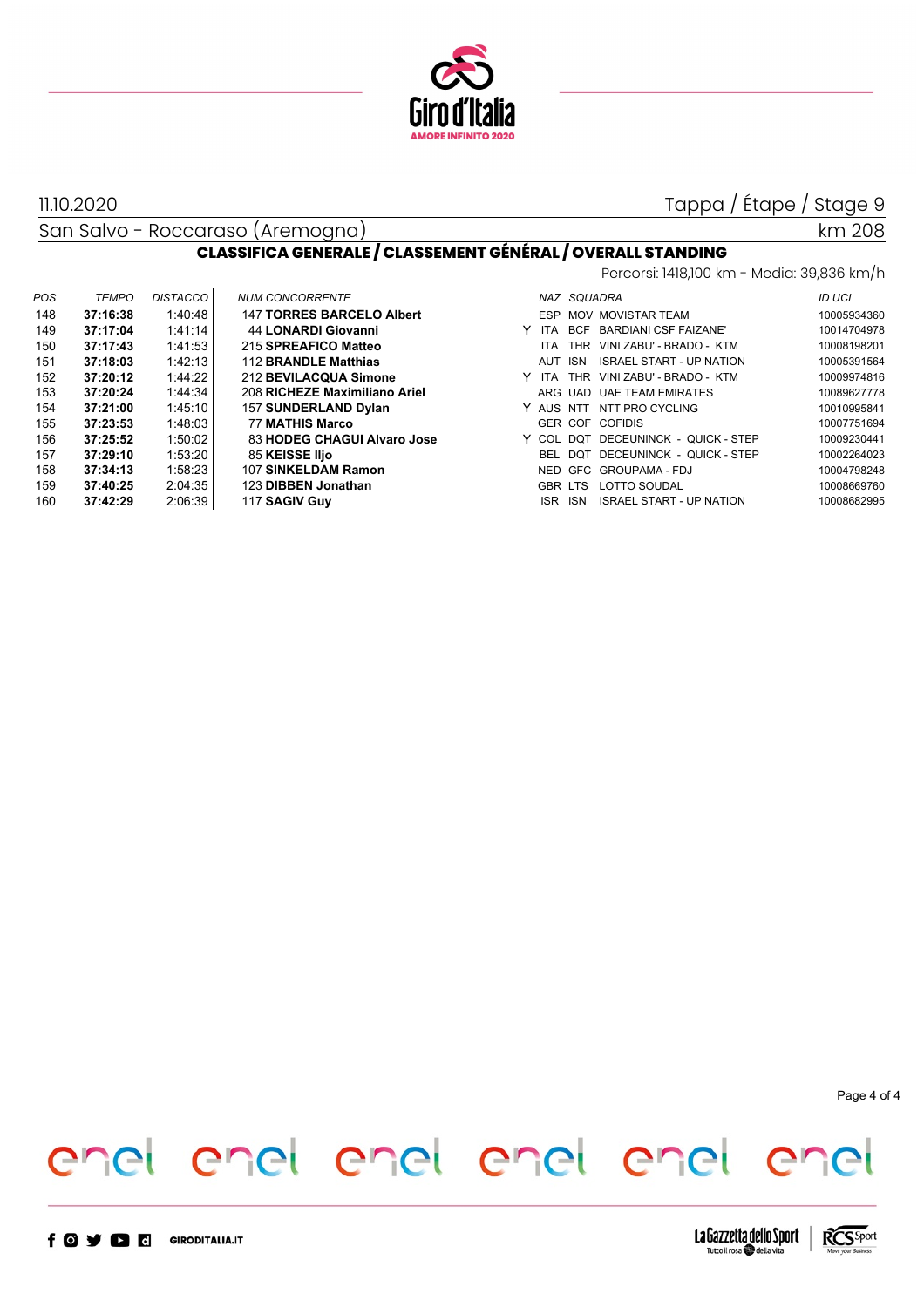11.10.2020

Tappa / Étape / Stage 9

San Salvo - Roccaraso (Aremogna)

km 208

## CLASSIFICA GENERALE / CLASSEMENT GÉNÉRAL / OVERALL STANDING

Percorsi: 1418,100 km - Media: 39,836 km/h

| POS | TEMPO | DISTACCO | NUM CONCORRENTE | | NAZ | SQUADRA | | ID UCI |
|---|---|---|---|---|---|---|---|---|
| 148 | **37:16:38** | 1:40:48 | 147 **TORRES BARCELO Albert** | | ESP | MOV | MOVISTAR TEAM | 10005934360 |
| 149 | **37:17:04** | 1:41:14 | 44 **LONARDI Giovanni** | Y | ITA | BCF | BARDIANI CSF FAIZANE' | 10014704978 |
| 150 | **37:17:43** | 1:41:53 | 215 **SPREAFICO Matteo** | | ITA | THR | VINI ZABU' - BRADO - KTM | 10008198201 |
| 151 | **37:18:03** | 1:42:13 | 112 **BRANDLE Matthias** | | AUT | ISN | ISRAEL START - UP NATION | 10005391564 |
| 152 | **37:20:12** | 1:44:22 | 212 **BEVILACQUA Simone** | Y | ITA | THR | VINI ZABU' - BRADO - KTM | 10009974816 |
| 153 | **37:20:24** | 1:44:34 | 208 **RICHEZE Maximiliano Ariel** | | ARG | UAD | UAE TEAM EMIRATES | 10089627778 |
| 154 | **37:21:00** | 1:45:10 | 157 **SUNDERLAND Dylan** | Y | AUS | NTT | NTT PRO CYCLING | 10010995841 |
| 155 | **37:23:53** | 1:48:03 | 77 **MATHIS Marco** | | GER | COF | COFIDIS | 10007751694 |
| 156 | **37:25:52** | 1:50:02 | 83 **HODEG CHAGUI Alvaro Jose** | Y | COL | DQT | DECEUNINCK - QUICK - STEP | 10009230441 |
| 157 | **37:29:10** | 1:53:20 | 85 **KEISSE Iljo** | | BEL | DQT | DECEUNINCK - QUICK - STEP | 10002264023 |
| 158 | **37:34:13** | 1:58:23 | 107 **SINKELDAM Ramon** | | NED | GFC | GROUPAMA - FDJ | 10004798248 |
| 159 | **37:40:25** | 2:04:35 | 123 **DIBBEN Jonathan** | | GBR | LTS | LOTTO SOUDAL | 10008669760 |
| 160 | **37:42:29** | 2:06:39 | 117 **SAGIV Guy** | | ISR | ISN | ISRAEL START - UP NATION | 10008682995 |